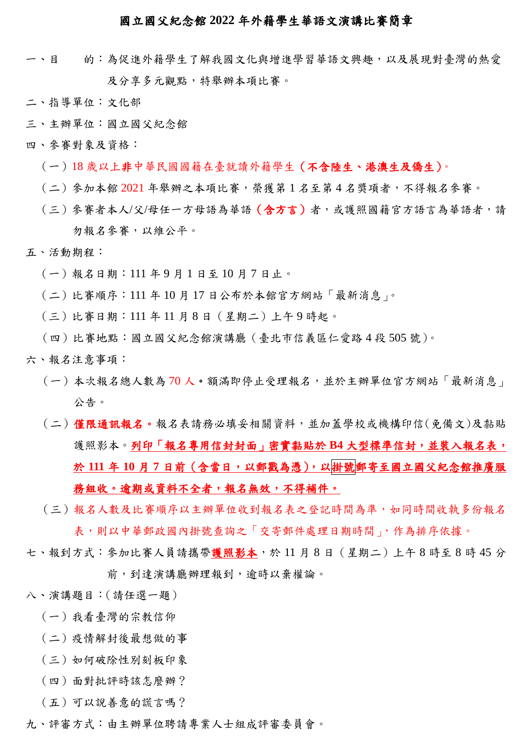# 國立國父紀念館 2022 年外籍學生華語文演講比賽簡章

一、目　　的：為促進外籍學生了解我國文化與增進學習華語文興趣，以及展現對臺灣的熱愛及分享多元觀點，特舉辦本項比賽。

二、指導單位：文化部

三、主辦單位：國立國父紀念館

四、參賽對象及資格：

（一）18 歲以上**非**中華民國國籍在臺就讀外籍學生**（不含陸生、港澳生及僑生）**。

（二）參加本館 2021 年舉辦之本項比賽，榮獲第 1 名至第 4 名獎項者，不得報名參賽。

（三）參賽者本人/父/母任一方母語為華語**（含方言）**者，或護照國籍官方語言為華語者，請勿報名參賽，以維公平。

五、活動期程：

（一）報名日期：111 年 9 月 1 日至 10 月 7 日止。

（二）比賽順序：111 年 10 月 17 日公布於本館官方網站「最新消息」。

（三）比賽日期：111 年 11 月 8 日（星期二）上午 9 時起。

（四）比賽地點：國立國父紀念館演講廳（臺北市信義區仁愛路 4 段 505 號）。

六、報名注意事項：

（一）本次報名總人數為 70 人**。**額滿即停止受理報名，並於主辦單位官方網站「最新消息」公告。

（二）**僅限通訊報名。**報名表請務必填妥相關資料，並加蓋學校或機構印信(免備文)及黏貼護照影本。**列印「報名專用信封封面」密實黏貼於 B4 大型標準信封，並裝入報名表，於 111 年 10 月 7 日前（含當日，以郵戳為憑），以掛號郵寄至國立國父紀念館推廣服務組收。逾期或資料不全者，報名無效，不得補件。**

（三）報名人數及比賽順序以主辦單位收到報名表之登記時間為準，如同時間收執多份報名表，則以中華郵政國內掛號查詢之「交寄郵件處理日期時間」，作為排序依據。

七、報到方式：參加比賽人員請攜帶**護照影本**，於 11 月 8 日（星期二）上午 8 時至 8 時 45 分前，到達演講廳辦理報到，逾時以棄權論。

八、演講題目：（請任選一題）

（一）我看臺灣的宗教信仰

（二）疫情解封後最想做的事

（三）如何破除性別刻板印象

（四）面對批評時該怎麼辦？

（五）可以說善意的謊言嗎？

九、評審方式：由主辦單位聘請專業人士組成評審委員會。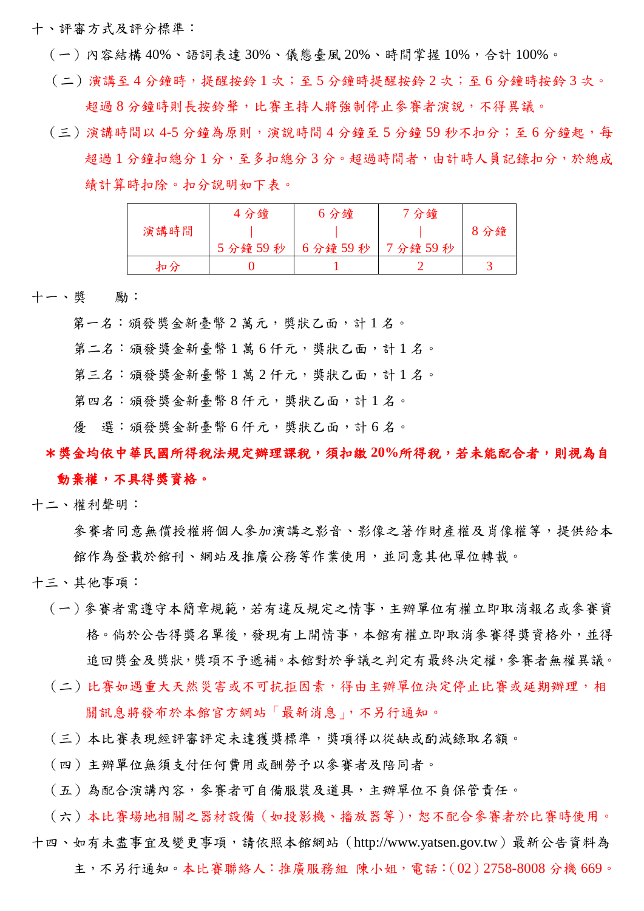十、評審方式及評分標準：

（一）內容結構 40%、語詞表達 30%、儀態臺風 20%、時間掌握 10%，合計 100%。

（二）演講至 4 分鐘時，提醒按鈴 1 次；至 5 分鐘時提醒按鈴 2 次；至 6 分鐘時按鈴 3 次。超過 8 分鐘時則長按鈴聲，比賽主持人將強制停止參賽者演說，不得異議。

（三）演講時間以 4-5 分鐘為原則，演說時間 4 分鐘至 5 分鐘 59 秒不扣分；至 6 分鐘起，每超過 1 分鐘扣總分 1 分，至多扣總分 3 分。超過時間者，由計時人員記錄扣分，於總成績計算時扣除。扣分說明如下表。

| 演講時間 | 4 分鐘｜5 分鐘 59 秒 | 6 分鐘｜6 分鐘 59 秒 | 7 分鐘｜7 分鐘 59 秒 | 8 分鐘 |
|---|---|---|---|---|
| 扣分 | 0 | 1 | 2 | 3 |

十一、獎　　勵：

第一名：頒發獎金新臺幣 2 萬元，獎狀乙面，計 1 名。

第二名：頒發獎金新臺幣 1 萬 6 仟元，獎狀乙面，計 1 名。

第三名：頒發獎金新臺幣 1 萬 2 仟元，獎狀乙面，計 1 名。

第四名：頒發獎金新臺幣 8 仟元，獎狀乙面，計 1 名。

優　選：頒發獎金新臺幣 6 仟元，獎狀乙面，計 6 名。

**＊獎金均依中華民國所得稅法規定辦理課稅，須扣繳 20%所得稅，若未能配合者，則視為自動棄權，不具得獎資格。**

十二、權利聲明：

參賽者同意無償授權將個人參加演講之影音、影像之著作財產權及肖像權等，提供給本館作為登載於館刊、網站及推廣公務等作業使用，並同意其他單位轉載。

十三、其他事項：

（一）參賽者需遵守本簡章規範，若有違反規定之情事，主辦單位有權立即取消報名或參賽資格。倘於公告得獎名單後，發現有上開情事，本館有權立即取消參賽得獎資格外，並得追回獎金及獎狀，獎項不予遞補。本館對於爭議之判定有最終決定權，參賽者無權異議。

（二）比賽如遇重大天然災害或不可抗拒因素，得由主辦單位決定停止比賽或延期辦理，相關訊息將發布於本館官方網站「最新消息」，不另行通知。

（三）本比賽表現經評審評定未達獲獎標準，獎項得以從缺或酌減錄取名額。

（四）主辦單位無須支付任何費用或酬勞予以參賽者及陪同者。

（五）為配合演講內容，參賽者可自備服裝及道具，主辦單位不負保管責任。

（六）本比賽場地相關之器材設備（如投影機、播放器等），恕不配合參賽者於比賽時使用。

十四、如有未盡事宜及變更事項，請依照本館網站（http://www.yatsen.gov.tw）最新公告資料為主，不另行通知。本比賽聯絡人：推廣服務組 陳小姐，電話：(02) 2758-8008 分機 669。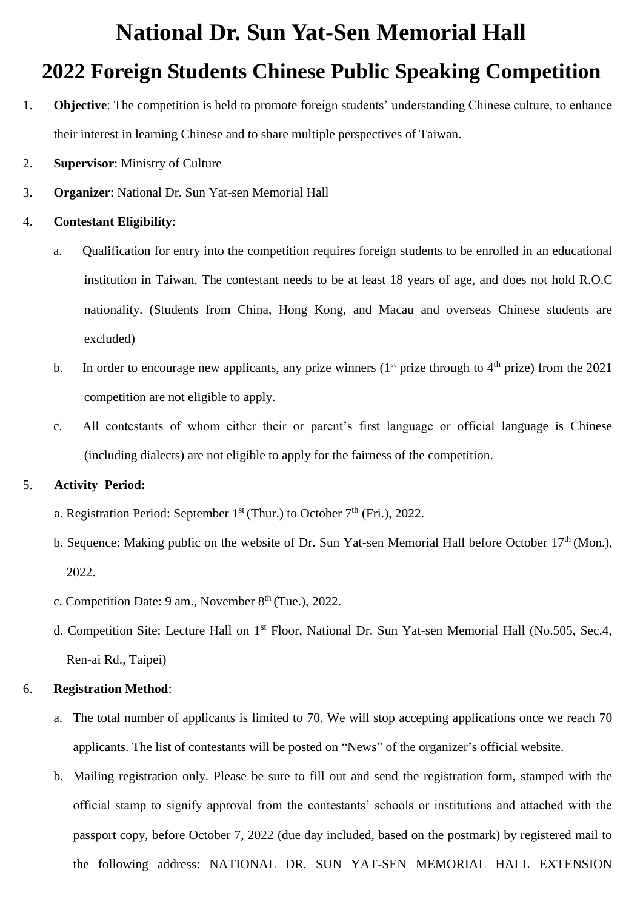# National Dr. Sun Yat-Sen Memorial Hall

## 2022 Foreign Students Chinese Public Speaking Competition

1. **Objective**: The competition is held to promote foreign students' understanding Chinese culture, to enhance their interest in learning Chinese and to share multiple perspectives of Taiwan.
2. **Supervisor**: Ministry of Culture
3. **Organizer**: National Dr. Sun Yat-sen Memorial Hall
4. **Contestant Eligibility**:
   a. Qualification for entry into the competition requires foreign students to be enrolled in an educational institution in Taiwan. The contestant needs to be at least 18 years of age, and does not hold R.O.C nationality. (Students from China, Hong Kong, and Macau and overseas Chinese students are excluded)
   b. In order to encourage new applicants, any prize winners (1st prize through to 4th prize) from the 2021 competition are not eligible to apply.
   c. All contestants of whom either their or parent's first language or official language is Chinese (including dialects) are not eligible to apply for the fairness of the competition.
5. **Activity Period:**
   a. Registration Period: September 1st (Thur.) to October 7th (Fri.), 2022.
   b. Sequence: Making public on the website of Dr. Sun Yat-sen Memorial Hall before October 17th (Mon.), 2022.
   c. Competition Date: 9 am., November 8th (Tue.), 2022.
   d. Competition Site: Lecture Hall on 1st Floor, National Dr. Sun Yat-sen Memorial Hall (No.505, Sec.4, Ren-ai Rd., Taipei)
6. **Registration Method**:
   a. The total number of applicants is limited to 70. We will stop accepting applications once we reach 70 applicants. The list of contestants will be posted on "News" of the organizer's official website.
   b. Mailing registration only. Please be sure to fill out and send the registration form, stamped with the official stamp to signify approval from the contestants' schools or institutions and attached with the passport copy, before October 7, 2022 (due day included, based on the postmark) by registered mail to the following address: NATIONAL DR. SUN YAT-SEN MEMORIAL HALL EXTENSION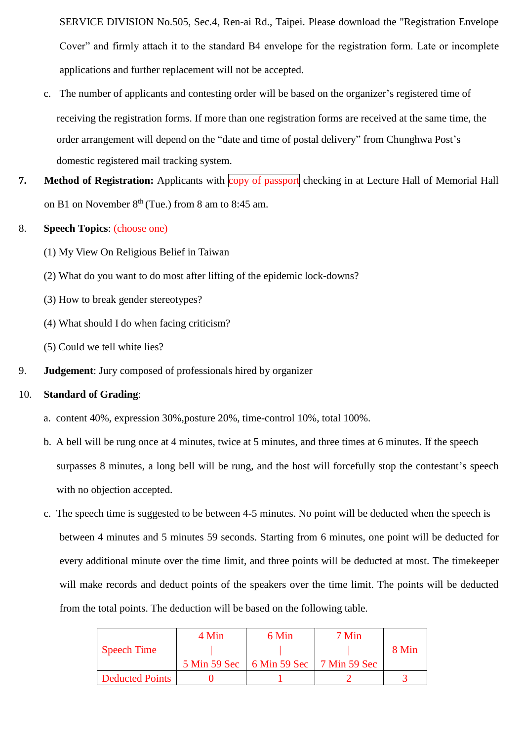SERVICE DIVISION No.505, Sec.4, Ren-ai Rd., Taipei. Please download the "Registration Envelope Cover" and firmly attach it to the standard B4 envelope for the registration form. Late or incomplete applications and further replacement will not be accepted.

c. The number of applicants and contesting order will be based on the organizer's registered time of receiving the registration forms. If more than one registration forms are received at the same time, the order arrangement will depend on the "date and time of postal delivery" from Chunghwa Post's domestic registered mail tracking system.

7. **Method of Registration:** Applicants with copy of passport checking in at Lecture Hall of Memorial Hall on B1 on November 8th (Tue.) from 8 am to 8:45 am.

8. **Speech Topics**: (choose one)

   (1) My View On Religious Belief in Taiwan

   (2) What do you want to do most after lifting of the epidemic lock-downs?

   (3) How to break gender stereotypes?

   (4) What should I do when facing criticism?

   (5) Could we tell white lies?

9. **Judgement**: Jury composed of professionals hired by organizer

10. **Standard of Grading**:

   a. content 40%, expression 30%,posture 20%, time-control 10%, total 100%.

   b. A bell will be rung once at 4 minutes, twice at 5 minutes, and three times at 6 minutes. If the speech surpasses 8 minutes, a long bell will be rung, and the host will forcefully stop the contestant's speech with no objection accepted.

   c. The speech time is suggested to be between 4-5 minutes. No point will be deducted when the speech is between 4 minutes and 5 minutes 59 seconds. Starting from 6 minutes, one point will be deducted for every additional minute over the time limit, and three points will be deducted at most. The timekeeper will make records and deduct points of the speakers over the time limit. The points will be deducted from the total points. The deduction will be based on the following table.

| Speech Time | 4 Min \| 5 Min 59 Sec | 6 Min \| 6 Min 59 Sec | 7 Min \| 7 Min 59 Sec | 8 Min |
|---|---|---|---|---|
| Deducted Points | 0 | 1 | 2 | 3 |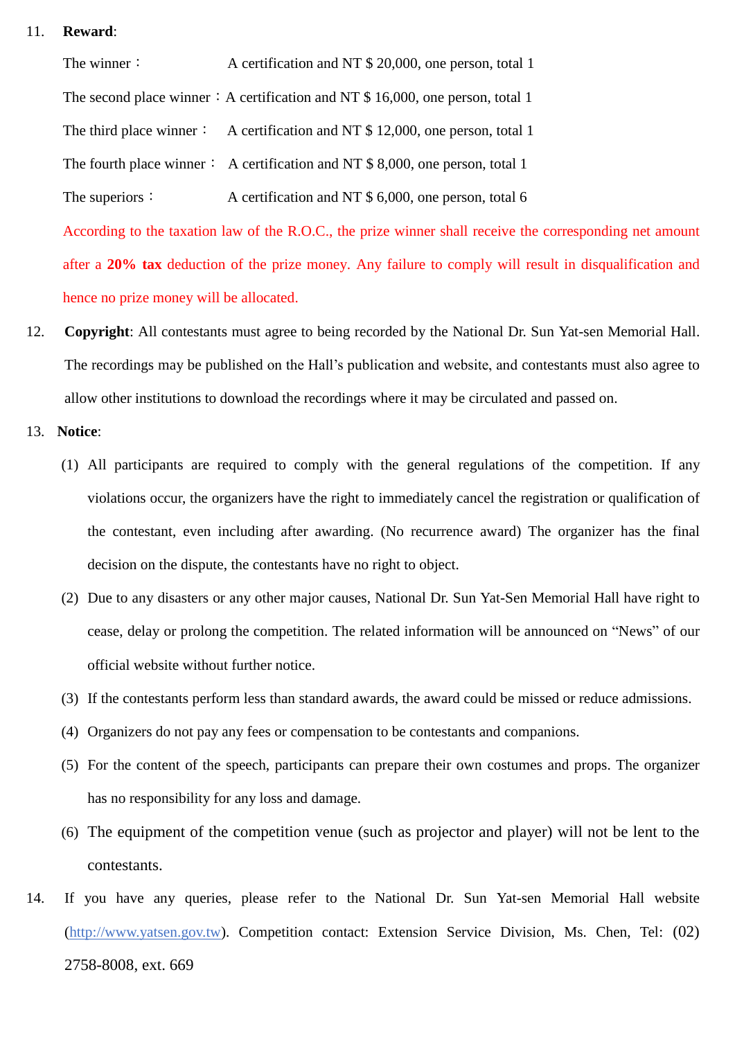11. **Reward**:

    The winner： A certification and NT $ 20,000, one person, total 1

    The second place winner：A certification and NT $ 16,000, one person, total 1

    The third place winner： A certification and NT $ 12,000, one person, total 1

    The fourth place winner： A certification and NT $ 8,000, one person, total 1

    The superiors： A certification and NT $ 6,000, one person, total 6

    According to the taxation law of the R.O.C., the prize winner shall receive the corresponding net amount after a **20% tax** deduction of the prize money. Any failure to comply will result in disqualification and hence no prize money will be allocated.

12. **Copyright**: All contestants must agree to being recorded by the National Dr. Sun Yat-sen Memorial Hall. The recordings may be published on the Hall's publication and website, and contestants must also agree to allow other institutions to download the recordings where it may be circulated and passed on.

13. **Notice**:

    (1) All participants are required to comply with the general regulations of the competition. If any violations occur, the organizers have the right to immediately cancel the registration or qualification of the contestant, even including after awarding. (No recurrence award) The organizer has the final decision on the dispute, the contestants have no right to object.

    (2) Due to any disasters or any other major causes, National Dr. Sun Yat-Sen Memorial Hall have right to cease, delay or prolong the competition. The related information will be announced on "News" of our official website without further notice.

    (3) If the contestants perform less than standard awards, the award could be missed or reduce admissions.

    (4) Organizers do not pay any fees or compensation to be contestants and companions.

    (5) For the content of the speech, participants can prepare their own costumes and props. The organizer has no responsibility for any loss and damage.

    (6) The equipment of the competition venue (such as projector and player) will not be lent to the contestants.

14. If you have any queries, please refer to the National Dr. Sun Yat-sen Memorial Hall website (http://www.yatsen.gov.tw). Competition contact: Extension Service Division, Ms. Chen, Tel: (02) 2758-8008, ext. 669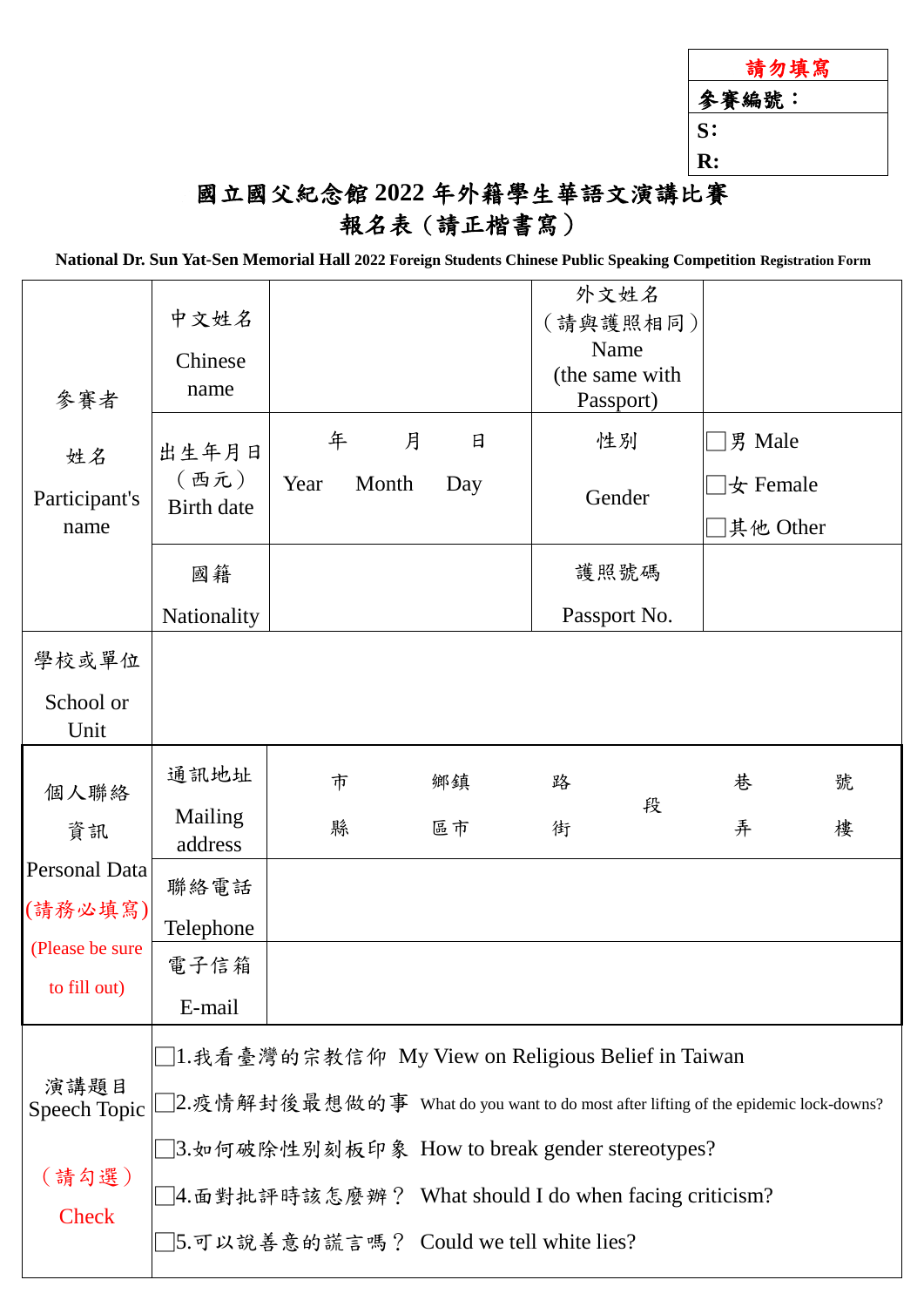| 請勿填寫 |
| --- |
| **參賽編號：** |
| **S:** |
| **R:** |

# 國立國父紀念館 2022 年外籍學生華語文演講比賽
# 報名表（請正楷書寫）

**National Dr. Sun Yat-Sen Memorial Hall 2022 Foreign Students Chinese Public Speaking Competition Registration Form**

| | | | | | | | | |
| --- | --- | --- | --- | --- | --- | --- | --- | --- |
| 參賽者 姓名 Participant's name | 中文姓名 Chinese name | | | 外文姓名（請與護照相同）Name (the same with Passport) | | | | |
| | 出生年月日（西元）Birth date | 年 月 日 Year Month Day | | 性別 Gender | | ☐男 Male ☐女 Female ☐其他 Other | | |
| | 國籍 Nationality | | | 護照號碼 Passport No. | | | | |
| 學校或單位 School or Unit | | | | | | | | |
| 個人聯絡資訊 Personal Data (請務必填寫) (Please be sure to fill out) | 通訊地址 Mailing address | 市 縣 | 鄉鎮 區市 | 路 街 | 段 | 巷 弄 | 號 樓 | |
| | 聯絡電話 Telephone | | | | | | | |
| | 電子信箱 E-mail | | | | | | | |
| 演講題目 Speech Topic （請勾選） Check | ☐1.我看臺灣的宗教信仰 My View on Religious Belief in Taiwan<br>☐2.疫情解封後最想做的事 What do you want to do most after lifting of the epidemic lock-downs?<br>☐3.如何破除性別刻板印象 How to break gender stereotypes?<br>☐4.面對批評時該怎麼辦？ What should I do when facing criticism?<br>☐5.可以說善意的謊言嗎？ Could we tell white lies? | | | | | | | |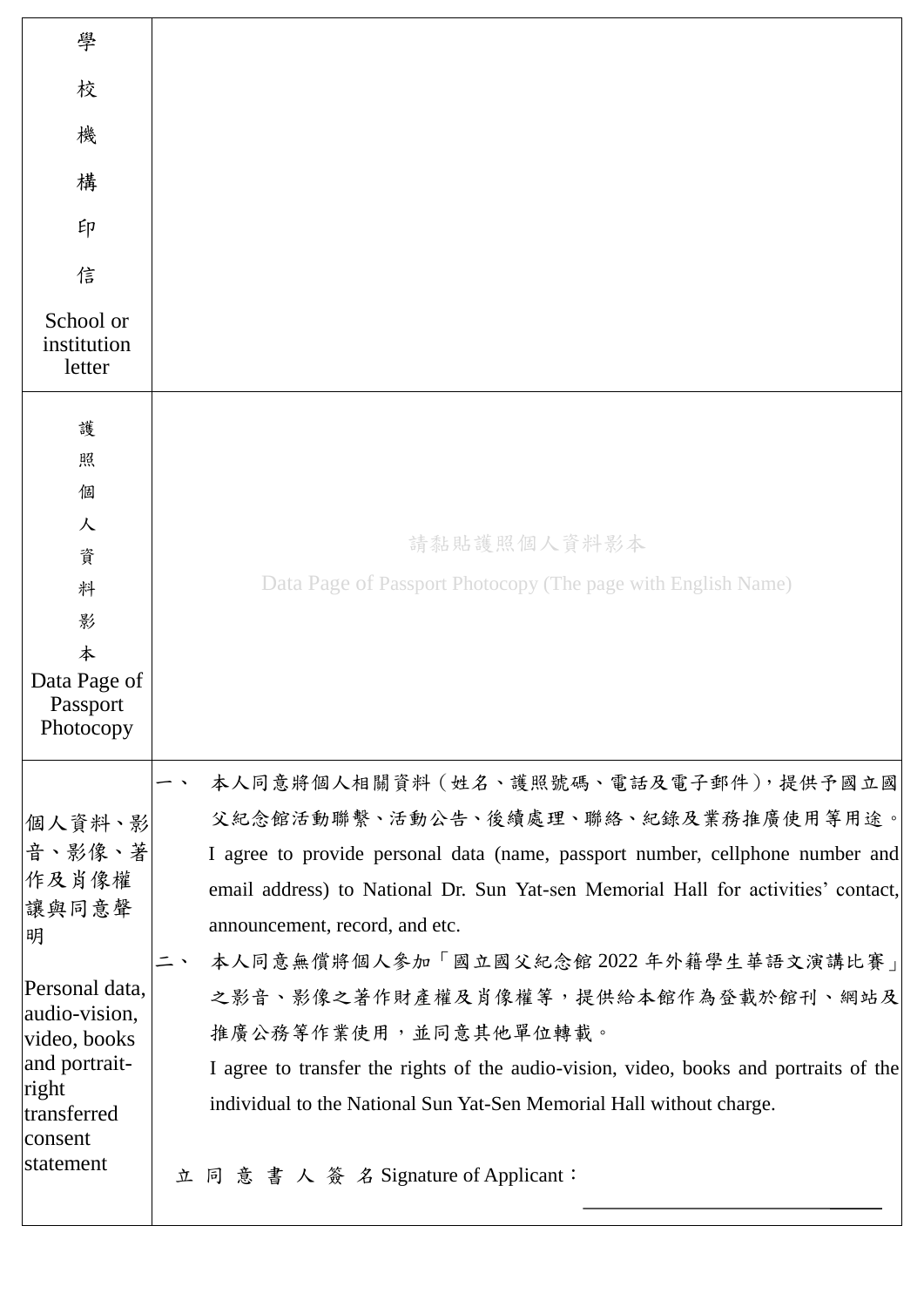| 學校機構印信 School or institution letter | |
|---|---|
| 護照個人資料影本 Data Page of Passport Photocopy | 請黏貼護照個人資料影本<br>Data Page of Passport Photocopy (The page with English Name) |
| 個人資料、影音、影像、著作及肖像權讓與同意聲明<br><br>Personal data, audio-vision, video, books and portrait-right transferred consent statement | 一、 本人同意將個人相關資料（姓名、護照號碼、電話及電子郵件），提供予國立國父紀念館活動聯繫、活動公告、後續處理、聯絡、紀錄及業務推廣使用等用途。<br>I agree to provide personal data (name, passport number, cellphone number and email address) to National Dr. Sun Yat-sen Memorial Hall for activities' contact, announcement, record, and etc.<br>二、 本人同意無償將個人參加「國立國父紀念館 2022 年外籍學生華語文演講比賽」之影音、影像之著作財產權及肖像權等，提供給本館作為登載於館刊、網站及推廣公務等作業使用，並同意其他單位轉載。<br>I agree to transfer the rights of the audio-vision, video, books and portraits of the individual to the National Sun Yat-Sen Memorial Hall without charge.<br><br>立 同 意 書 人 簽 名 Signature of Applicant：<br>____________________ |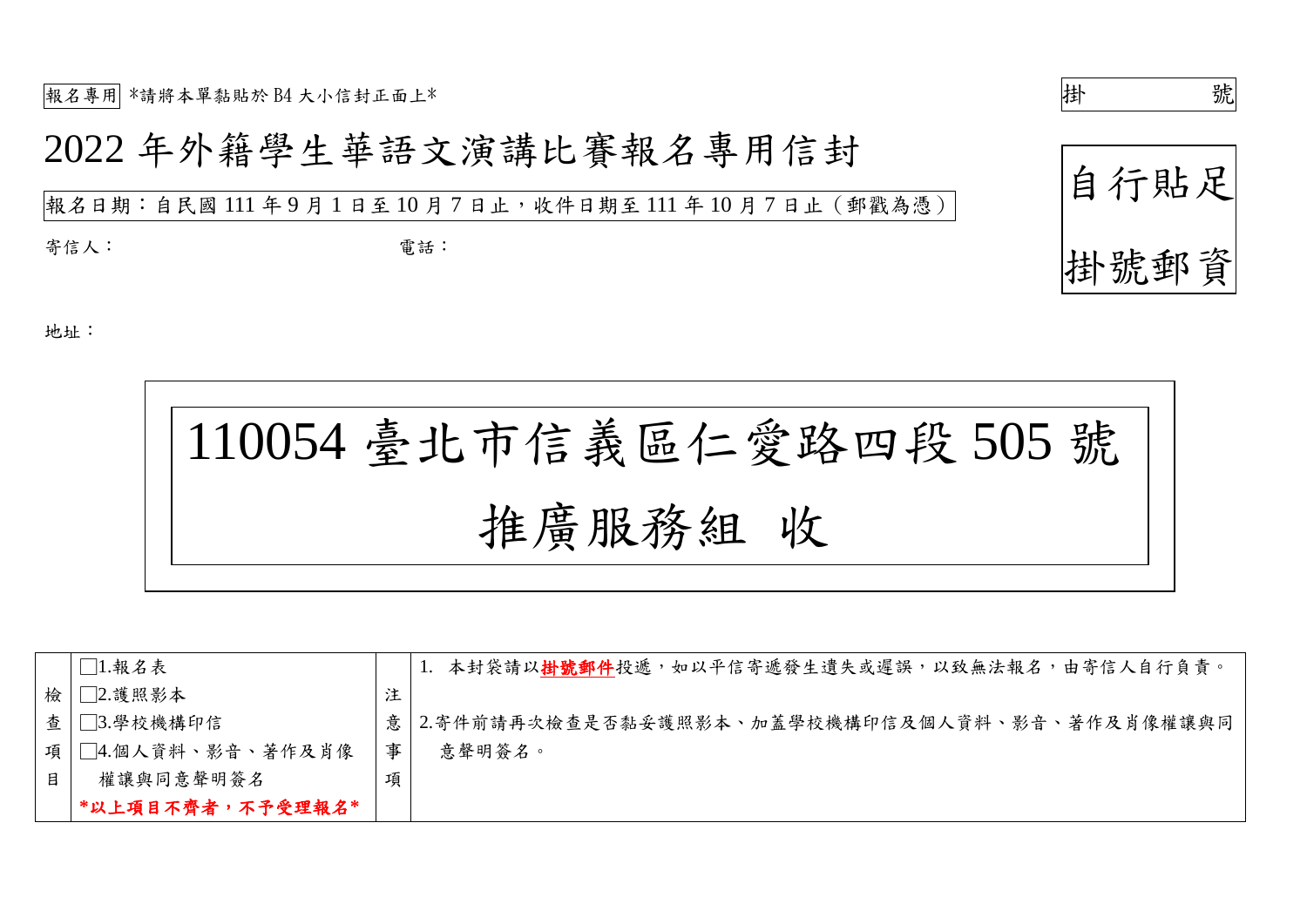報名專用 *請將本單黏貼於 B4 大小信封正面上*

掛　　號

# 2022 年外籍學生華語文演講比賽報名專用信封

自行貼足掛號郵資

報名日期：自民國 111 年 9 月 1 日至 10 月 7 日止，收件日期至 111 年 10 月 7 日止（郵戳為憑）

寄信人：　　　　　　　　　　　　電話：

地址：

## 110054 臺北市信義區仁愛路四段 505 號

## 推廣服務組 收

| | | | |
|---|---|---|---|
| 檢查項目 | □1.報名表<br>□2.護照影本<br>□3.學校機構印信<br>□4.個人資料、影音、著作及肖像權讓與同意聲明簽名<br>**\*以上項目不齊者，不予受理報名\*** | 注意事項 | 1. 本封袋請以**掛號郵件**投遞，如以平信寄遞發生遺失或遲誤，以致無法報名，由寄信人自行負責。<br>2.寄件前請再次檢查是否黏妥護照影本、加蓋學校機構印信及個人資料、影音、著作及肖像權讓與同意聲明簽名。 |